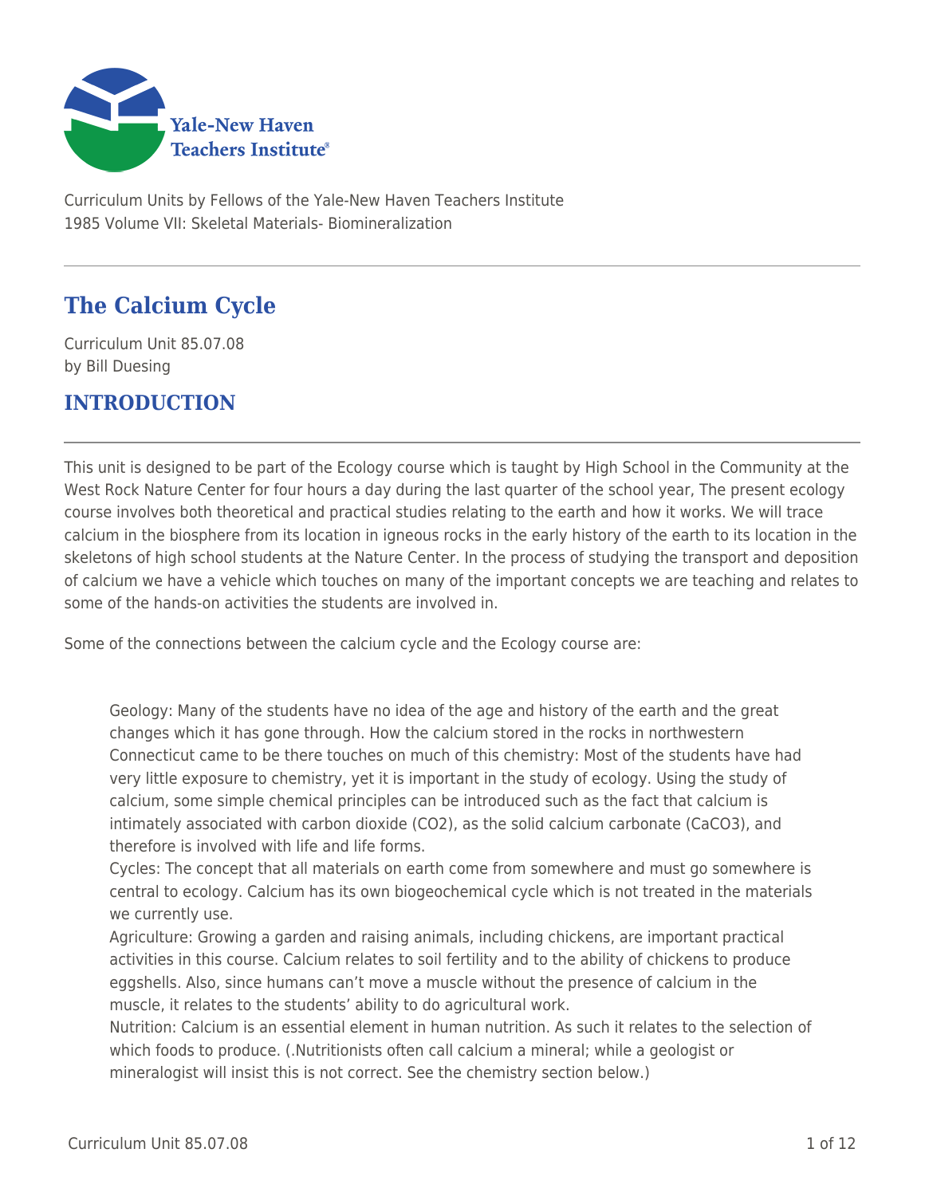Curriculum Units by Fellows of the Yale-New Haven Teachers Institute
1985 Volume VII: Skeletal Materials- Biomineralization

# The Calcium Cycle

Curriculum Unit 85.07.08
by Bill Duesing

## INTRODUCTION

This unit is designed to be part of the Ecology course which is taught by High School in the Community at the West Rock Nature Center for four hours a day during the last quarter of the school year, The present ecology course involves both theoretical and practical studies relating to the earth and how it works. We will trace calcium in the biosphere from its location in igneous rocks in the early history of the earth to its location in the skeletons of high school students at the Nature Center. In the process of studying the transport and deposition of calcium we have a vehicle which touches on many of the important concepts we are teaching and relates to some of the hands-on activities the students are involved in.

Some of the connections between the calcium cycle and the Ecology course are:

> Geology: Many of the students have no idea of the age and history of the earth and the great changes which it has gone through. How the calcium stored in the rocks in northwestern Connecticut came to be there touches on much of this chemistry: Most of the students have had very little exposure to chemistry, yet it is important in the study of ecology. Using the study of calcium, some simple chemical principles can be introduced such as the fact that calcium is intimately associated with carbon dioxide ($CO_2$), as the solid calcium carbonate ($CaCO_3$), and therefore is involved with life and life forms.
> Cycles: The concept that all materials on earth come from somewhere and must go somewhere is central to ecology. Calcium has its own biogeochemical cycle which is not treated in the materials we currently use.
> Agriculture: Growing a garden and raising animals, including chickens, are important practical activities in this course. Calcium relates to soil fertility and to the ability of chickens to produce eggshells. Also, since humans can't move a muscle without the presence of calcium in the muscle, it relates to the students' ability to do agricultural work.
> Nutrition: Calcium is an essential element in human nutrition. As such it relates to the selection of which foods to produce. (.Nutritionists often call calcium a mineral; while a geologist or mineralogist will insist this is not correct. See the chemistry section below.)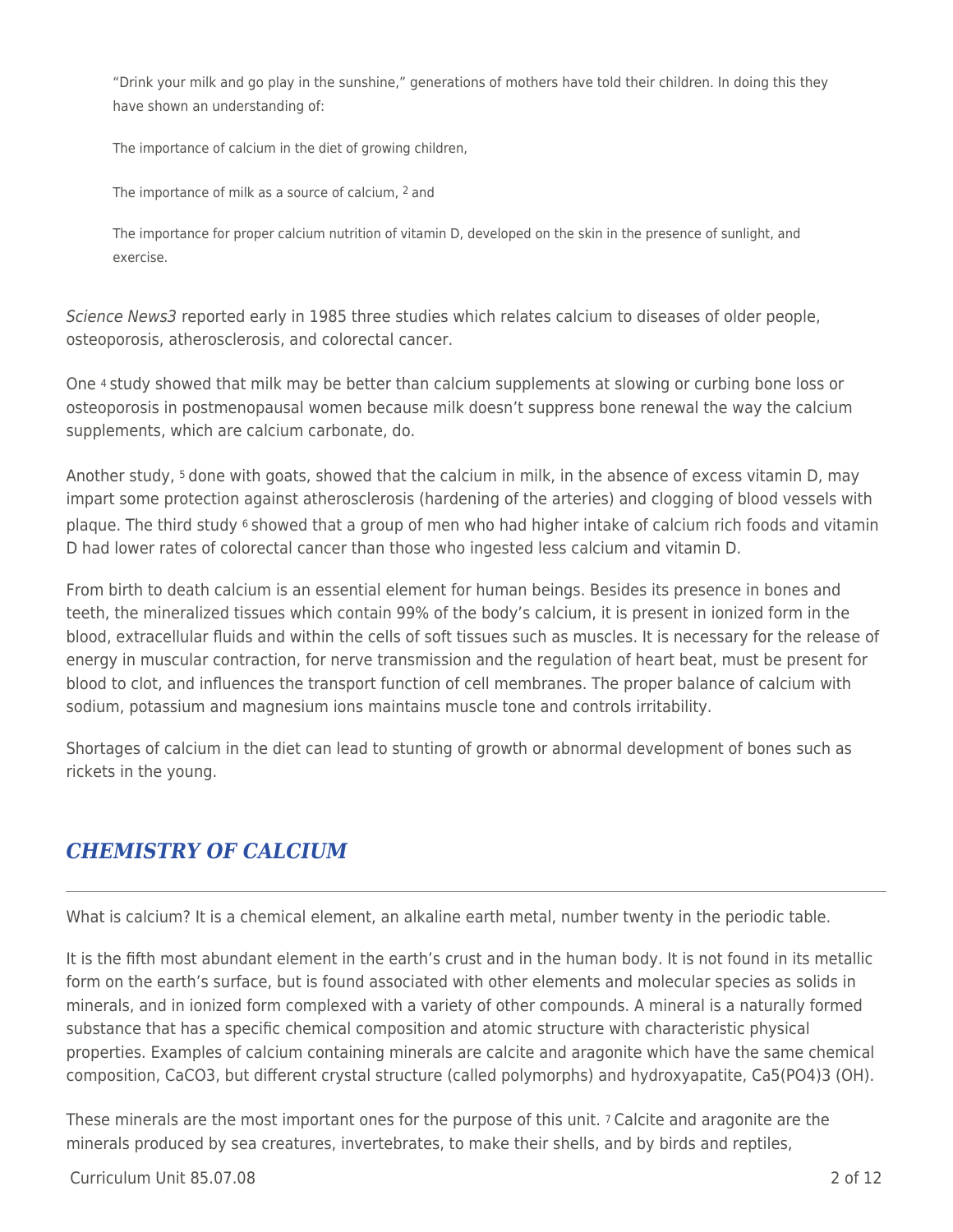> "Drink your milk and go play in the sunshine," generations of mothers have told their children. In doing this they have shown an understanding of:
>
> The importance of calcium in the diet of growing children,
>
> The importance of milk as a source of calcium, [2] and
>
> The importance for proper calcium nutrition of vitamin D, developed on the skin in the presence of sunlight, and exercise.

*Science News*[3] reported early in 1985 three studies which relates calcium to diseases of older people, osteoporosis, atherosclerosis, and colorectal cancer.

One [4] study showed that milk may be better than calcium supplements at slowing or curbing bone loss or osteoporosis in postmenopausal women because milk doesn't suppress bone renewal the way the calcium supplements, which are calcium carbonate, do.

Another study, [5] done with goats, showed that the calcium in milk, in the absence of excess vitamin D, may impart some protection against atherosclerosis (hardening of the arteries) and clogging of blood vessels with plaque. The third study [6] showed that a group of men who had higher intake of calcium rich foods and vitamin D had lower rates of colorectal cancer than those who ingested less calcium and vitamin D.

From birth to death calcium is an essential element for human beings. Besides its presence in bones and teeth, the mineralized tissues which contain 99% of the body's calcium, it is present in ionized form in the blood, extracellular fluids and within the cells of soft tissues such as muscles. It is necessary for the release of energy in muscular contraction, for nerve transmission and the regulation of heart beat, must be present for blood to clot, and influences the transport function of cell membranes. The proper balance of calcium with sodium, potassium and magnesium ions maintains muscle tone and controls irritability.

Shortages of calcium in the diet can lead to stunting of growth or abnormal development of bones such as rickets in the young.

## *CHEMISTRY OF CALCIUM*

What is calcium? It is a chemical element, an alkaline earth metal, number twenty in the periodic table.

It is the fifth most abundant element in the earth's crust and in the human body. It is not found in its metallic form on the earth's surface, but is found associated with other elements and molecular species as solids in minerals, and in ionized form complexed with a variety of other compounds. A mineral is a naturally formed substance that has a specific chemical composition and atomic structure with characteristic physical properties. Examples of calcium containing minerals are calcite and aragonite which have the same chemical composition, $CaCO_3$, but different crystal structure (called polymorphs) and hydroxyapatite, $Ca_5(PO_4)_3(OH)$.

These minerals are the most important ones for the purpose of this unit. [7] Calcite and aragonite are the minerals produced by sea creatures, invertebrates, to make their shells, and by birds and reptiles,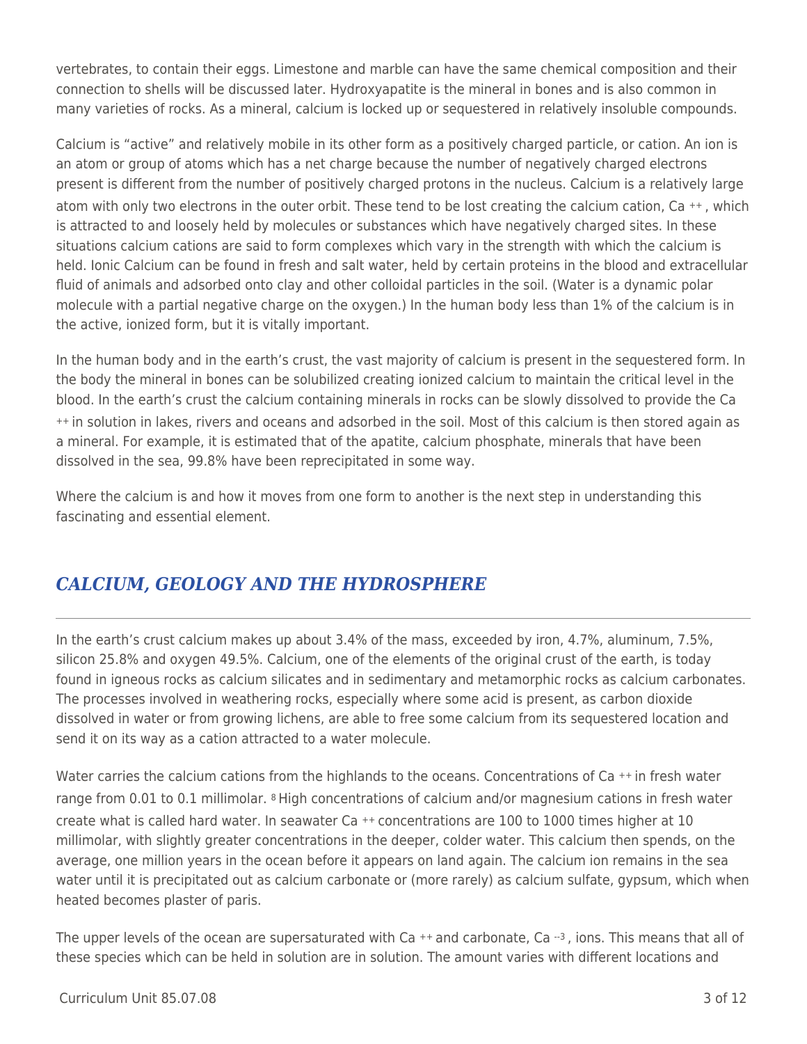vertebrates, to contain their eggs. Limestone and marble can have the same chemical composition and their connection to shells will be discussed later. Hydroxyapatite is the mineral in bones and is also common in many varieties of rocks. As a mineral, calcium is locked up or sequestered in relatively insoluble compounds.

Calcium is "active" and relatively mobile in its other form as a positively charged particle, or cation. An ion is an atom or group of atoms which has a net charge because the number of negatively charged electrons present is different from the number of positively charged protons in the nucleus. Calcium is a relatively large atom with only two electrons in the outer orbit. These tend to be lost creating the calcium cation, $Ca^{++}$, which is attracted to and loosely held by molecules or substances which have negatively charged sites. In these situations calcium cations are said to form complexes which vary in the strength with which the calcium is held. Ionic Calcium can be found in fresh and salt water, held by certain proteins in the blood and extracellular fluid of animals and adsorbed onto clay and other colloidal particles in the soil. (Water is a dynamic polar molecule with a partial negative charge on the oxygen.) In the human body less than 1% of the calcium is in the active, ionized form, but it is vitally important.

In the human body and in the earth's crust, the vast majority of calcium is present in the sequestered form. In the body the mineral in bones can be solubilized creating ionized calcium to maintain the critical level in the blood. In the earth's crust the calcium containing minerals in rocks can be slowly dissolved to provide the $Ca^{++}$ in solution in lakes, rivers and oceans and adsorbed in the soil. Most of this calcium is then stored again as a mineral. For example, it is estimated that of the apatite, calcium phosphate, minerals that have been dissolved in the sea, 99.8% have been reprecipitated in some way.

Where the calcium is and how it moves from one form to another is the next step in understanding this fascinating and essential element.

## *CALCIUM, GEOLOGY AND THE HYDROSPHERE*

In the earth's crust calcium makes up about 3.4% of the mass, exceeded by iron, 4.7%, aluminum, 7.5%, silicon 25.8% and oxygen 49.5%. Calcium, one of the elements of the original crust of the earth, is today found in igneous rocks as calcium silicates and in sedimentary and metamorphic rocks as calcium carbonates. The processes involved in weathering rocks, especially where some acid is present, as carbon dioxide dissolved in water or from growing lichens, are able to free some calcium from its sequestered location and send it on its way as a cation attracted to a water molecule.

Water carries the calcium cations from the highlands to the oceans. Concentrations of $Ca^{++}$ in fresh water range from 0.01 to 0.1 millimolar. [8] High concentrations of calcium and/or magnesium cations in fresh water create what is called hard water. In seawater $Ca^{++}$ concentrations are 100 to 1000 times higher at 10 millimolar, with slightly greater concentrations in the deeper, colder water. This calcium then spends, on the average, one million years in the ocean before it appears on land again. The calcium ion remains in the sea water until it is precipitated out as calcium carbonate or (more rarely) as calcium sulfate, gypsum, which when heated becomes plaster of paris.

The upper levels of the ocean are supersaturated with $Ca^{++}$ and carbonate, $Ca^{--3}$, ions. This means that all of these species which can be held in solution are in solution. The amount varies with different locations and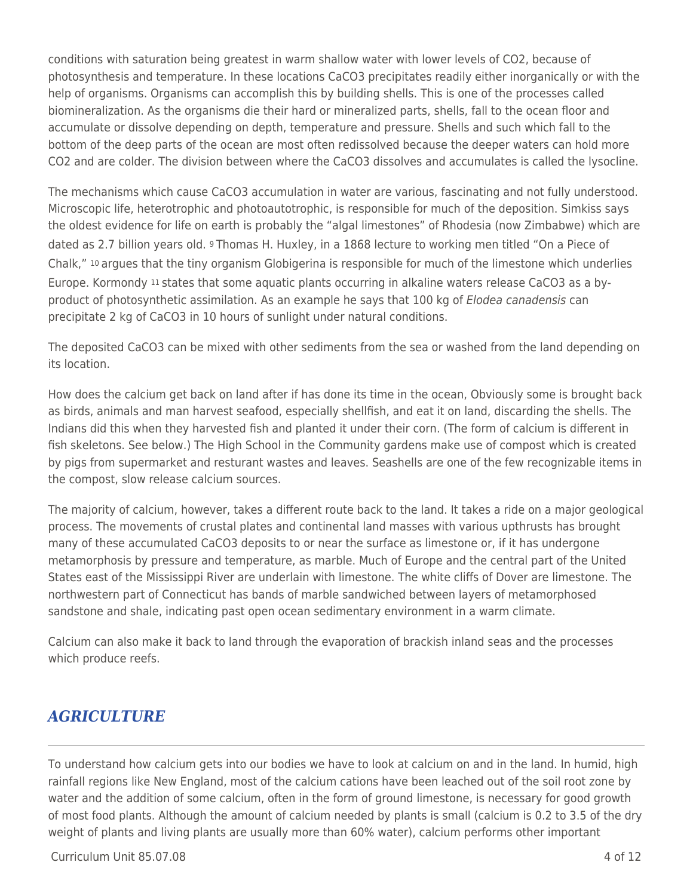conditions with saturation being greatest in warm shallow water with lower levels of $CO_2$, because of photosynthesis and temperature. In these locations $CaCO_3$ precipitates readily either inorganically or with the help of organisms. Organisms can accomplish this by building shells. This is one of the processes called biomineralization. As the organisms die their hard or mineralized parts, shells, fall to the ocean floor and accumulate or dissolve depending on depth, temperature and pressure. Shells and such which fall to the bottom of the deep parts of the ocean are most often redissolved because the deeper waters can hold more $CO_2$ and are colder. The division between where the $CaCO_3$ dissolves and accumulates is called the lysocline.

The mechanisms which cause $CaCO_3$ accumulation in water are various, fascinating and not fully understood. Microscopic life, heterotrophic and photoautotrophic, is responsible for much of the deposition. Simkiss says the oldest evidence for life on earth is probably the "algal limestones" of Rhodesia (now Zimbabwe) which are dated as 2.7 billion years old. [9] Thomas H. Huxley, in a 1868 lecture to working men titled "On a Piece of Chalk," [10] argues that the tiny organism Globigerina is responsible for much of the limestone which underlies Europe. Kormondy [11] states that some aquatic plants occurring in alkaline waters release $CaCO_3$ as a by-product of photosynthetic assimilation. As an example he says that 100 kg of *Elodea canadensis* can precipitate 2 kg of $CaCO_3$ in 10 hours of sunlight under natural conditions.

The deposited $CaCO_3$ can be mixed with other sediments from the sea or washed from the land depending on its location.

How does the calcium get back on land after if has done its time in the ocean, Obviously some is brought back as birds, animals and man harvest seafood, especially shellfish, and eat it on land, discarding the shells. The Indians did this when they harvested fish and planted it under their corn. (The form of calcium is different in fish skeletons. See below.) The High School in the Community gardens make use of compost which is created by pigs from supermarket and resturant wastes and leaves. Seashells are one of the few recognizable items in the compost, slow release calcium sources.

The majority of calcium, however, takes a different route back to the land. It takes a ride on a major geological process. The movements of crustal plates and continental land masses with various upthrusts has brought many of these accumulated $CaCO_3$ deposits to or near the surface as limestone or, if it has undergone metamorphosis by pressure and temperature, as marble. Much of Europe and the central part of the United States east of the Mississippi River are underlain with limestone. The white cliffs of Dover are limestone. The northwestern part of Connecticut has bands of marble sandwiched between layers of metamorphosed sandstone and shale, indicating past open ocean sedimentary environment in a warm climate.

Calcium can also make it back to land through the evaporation of brackish inland seas and the processes which produce reefs.

## *AGRICULTURE*

To understand how calcium gets into our bodies we have to look at calcium on and in the land. In humid, high rainfall regions like New England, most of the calcium cations have been leached out of the soil root zone by water and the addition of some calcium, often in the form of ground limestone, is necessary for good growth of most food plants. Although the amount of calcium needed by plants is small (calcium is 0.2 to 3.5 of the dry weight of plants and living plants are usually more than 60% water), calcium performs other important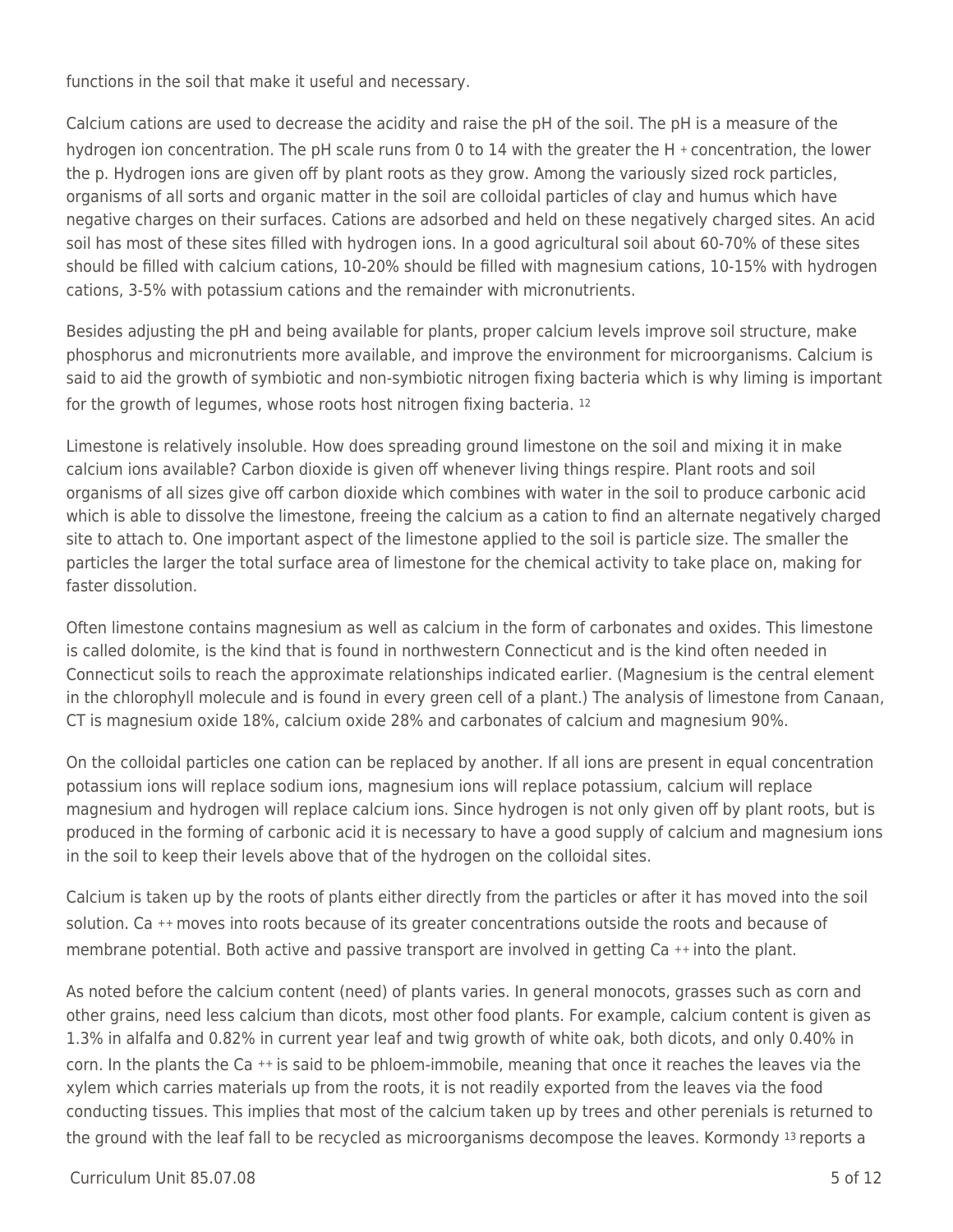functions in the soil that make it useful and necessary.

Calcium cations are used to decrease the acidity and raise the pH of the soil. The pH is a measure of the hydrogen ion concentration. The pH scale runs from 0 to 14 with the greater the $H^+$ concentration, the lower the p. Hydrogen ions are given off by plant roots as they grow. Among the variously sized rock particles, organisms of all sorts and organic matter in the soil are colloidal particles of clay and humus which have negative charges on their surfaces. Cations are adsorbed and held on these negatively charged sites. An acid soil has most of these sites filled with hydrogen ions. In a good agricultural soil about 60-70% of these sites should be filled with calcium cations, 10-20% should be filled with magnesium cations, 10-15% with hydrogen cations, 3-5% with potassium cations and the remainder with micronutrients.

Besides adjusting the pH and being available for plants, proper calcium levels improve soil structure, make phosphorus and micronutrients more available, and improve the environment for microorganisms. Calcium is said to aid the growth of symbiotic and non-symbiotic nitrogen fixing bacteria which is why liming is important for the growth of legumes, whose roots host nitrogen fixing bacteria. [12]

Limestone is relatively insoluble. How does spreading ground limestone on the soil and mixing it in make calcium ions available? Carbon dioxide is given off whenever living things respire. Plant roots and soil organisms of all sizes give off carbon dioxide which combines with water in the soil to produce carbonic acid which is able to dissolve the limestone, freeing the calcium as a cation to find an alternate negatively charged site to attach to. One important aspect of the limestone applied to the soil is particle size. The smaller the particles the larger the total surface area of limestone for the chemical activity to take place on, making for faster dissolution.

Often limestone contains magnesium as well as calcium in the form of carbonates and oxides. This limestone is called dolomite, is the kind that is found in northwestern Connecticut and is the kind often needed in Connecticut soils to reach the approximate relationships indicated earlier. (Magnesium is the central element in the chlorophyll molecule and is found in every green cell of a plant.) The analysis of limestone from Canaan, CT is magnesium oxide 18%, calcium oxide 28% and carbonates of calcium and magnesium 90%.

On the colloidal particles one cation can be replaced by another. If all ions are present in equal concentration potassium ions will replace sodium ions, magnesium ions will replace potassium, calcium will replace magnesium and hydrogen will replace calcium ions. Since hydrogen is not only given off by plant roots, but is produced in the forming of carbonic acid it is necessary to have a good supply of calcium and magnesium ions in the soil to keep their levels above that of the hydrogen on the colloidal sites.

Calcium is taken up by the roots of plants either directly from the particles or after it has moved into the soil solution. $Ca^{++}$ moves into roots because of its greater concentrations outside the roots and because of membrane potential. Both active and passive transport are involved in getting $Ca^{++}$ into the plant.

As noted before the calcium content (need) of plants varies. In general monocots, grasses such as corn and other grains, need less calcium than dicots, most other food plants. For example, calcium content is given as 1.3% in alfalfa and 0.82% in current year leaf and twig growth of white oak, both dicots, and only 0.40% in corn. In the plants the $Ca^{++}$ is said to be phloem-immobile, meaning that once it reaches the leaves via the xylem which carries materials up from the roots, it is not readily exported from the leaves via the food conducting tissues. This implies that most of the calcium taken up by trees and other perenials is returned to the ground with the leaf fall to be recycled as microorganisms decompose the leaves. Kormondy [13] reports a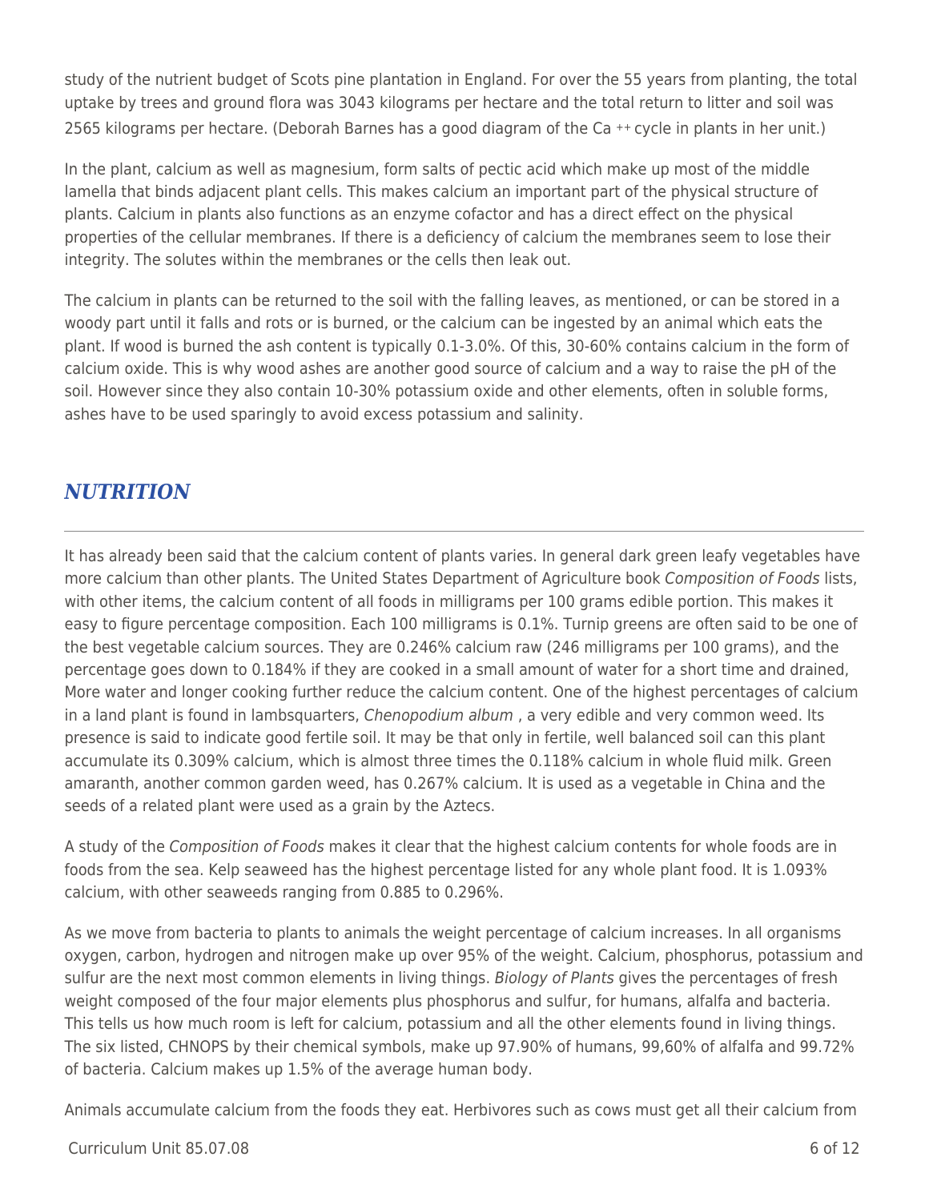study of the nutrient budget of Scots pine plantation in England. For over the 55 years from planting, the total uptake by trees and ground flora was 3043 kilograms per hectare and the total return to litter and soil was 2565 kilograms per hectare. (Deborah Barnes has a good diagram of the $Ca^{++}$ cycle in plants in her unit.)

In the plant, calcium as well as magnesium, form salts of pectic acid which make up most of the middle lamella that binds adjacent plant cells. This makes calcium an important part of the physical structure of plants. Calcium in plants also functions as an enzyme cofactor and has a direct effect on the physical properties of the cellular membranes. If there is a deficiency of calcium the membranes seem to lose their integrity. The solutes within the membranes or the cells then leak out.

The calcium in plants can be returned to the soil with the falling leaves, as mentioned, or can be stored in a woody part until it falls and rots or is burned, or the calcium can be ingested by an animal which eats the plant. If wood is burned the ash content is typically 0.1-3.0%. Of this, 30-60% contains calcium in the form of calcium oxide. This is why wood ashes are another good source of calcium and a way to raise the pH of the soil. However since they also contain 10-30% potassium oxide and other elements, often in soluble forms, ashes have to be used sparingly to avoid excess potassium and salinity.

## *NUTRITION*

It has already been said that the calcium content of plants varies. In general dark green leafy vegetables have more calcium than other plants. The United States Department of Agriculture book *Composition of Foods* lists, with other items, the calcium content of all foods in milligrams per 100 grams edible portion. This makes it easy to figure percentage composition. Each 100 milligrams is 0.1%. Turnip greens are often said to be one of the best vegetable calcium sources. They are 0.246% calcium raw (246 milligrams per 100 grams), and the percentage goes down to 0.184% if they are cooked in a small amount of water for a short time and drained, More water and longer cooking further reduce the calcium content. One of the highest percentages of calcium in a land plant is found in lambsquarters, *Chenopodium album* , a very edible and very common weed. Its presence is said to indicate good fertile soil. It may be that only in fertile, well balanced soil can this plant accumulate its 0.309% calcium, which is almost three times the 0.118% calcium in whole fluid milk. Green amaranth, another common garden weed, has 0.267% calcium. It is used as a vegetable in China and the seeds of a related plant were used as a grain by the Aztecs.

A study of the *Composition of Foods* makes it clear that the highest calcium contents for whole foods are in foods from the sea. Kelp seaweed has the highest percentage listed for any whole plant food. It is 1.093% calcium, with other seaweeds ranging from 0.885 to 0.296%.

As we move from bacteria to plants to animals the weight percentage of calcium increases. In all organisms oxygen, carbon, hydrogen and nitrogen make up over 95% of the weight. Calcium, phosphorus, potassium and sulfur are the next most common elements in living things. *Biology of Plants* gives the percentages of fresh weight composed of the four major elements plus phosphorus and sulfur, for humans, alfalfa and bacteria. This tells us how much room is left for calcium, potassium and all the other elements found in living things. The six listed, CHNOPS by their chemical symbols, make up 97.90% of humans, 99,60% of alfalfa and 99.72% of bacteria. Calcium makes up 1.5% of the average human body.

Animals accumulate calcium from the foods they eat. Herbivores such as cows must get all their calcium from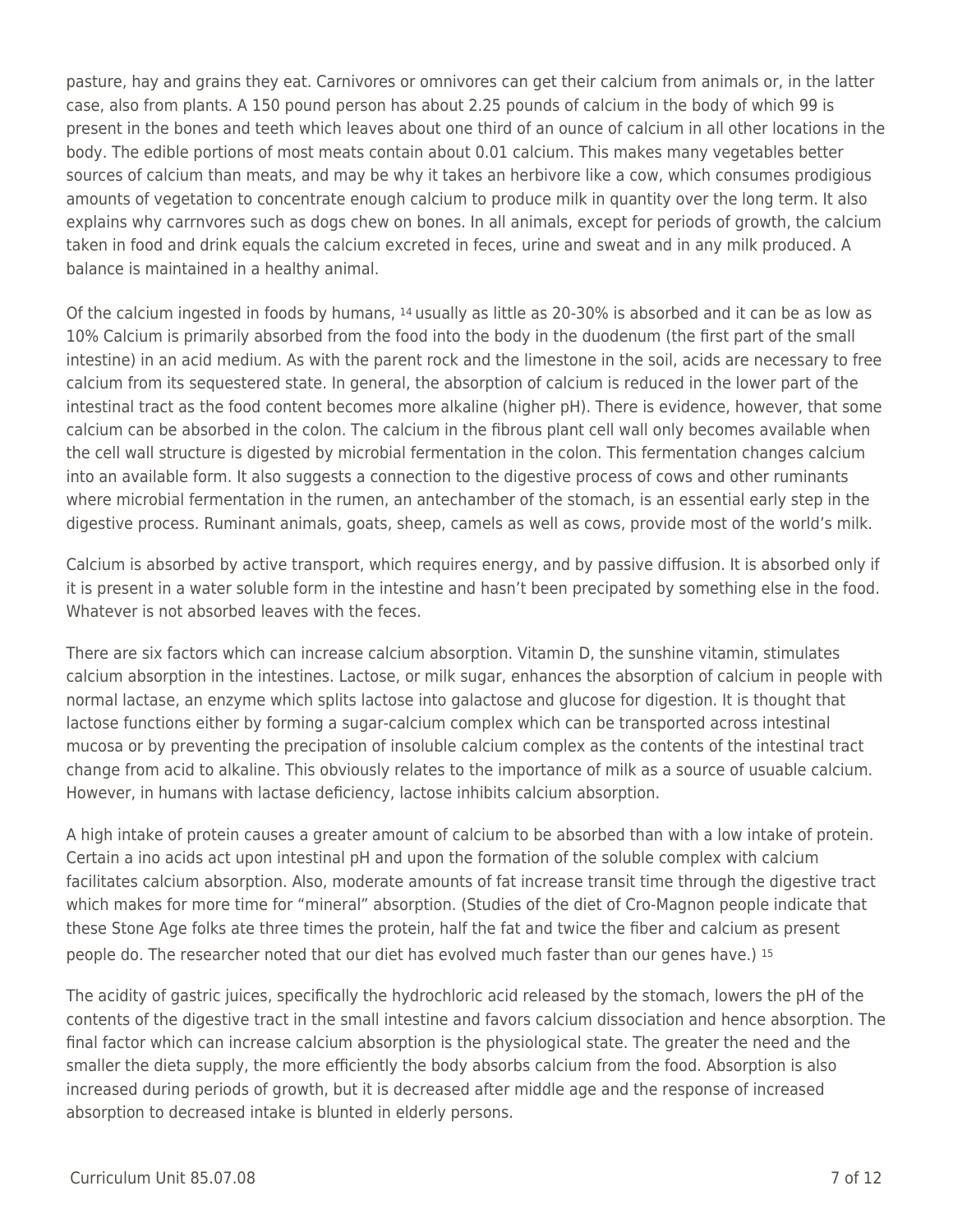pasture, hay and grains they eat. Carnivores or omnivores can get their calcium from animals or, in the latter case, also from plants. A 150 pound person has about 2.25 pounds of calcium in the body of which 99 is present in the bones and teeth which leaves about one third of an ounce of calcium in all other locations in the body. The edible portions of most meats contain about 0.01 calcium. This makes many vegetables better sources of calcium than meats, and may be why it takes an herbivore like a cow, which consumes prodigious amounts of vegetation to concentrate enough calcium to produce milk in quantity over the long term. It also explains why carrnvores such as dogs chew on bones. In all animals, except for periods of growth, the calcium taken in food and drink equals the calcium excreted in feces, urine and sweat and in any milk produced. A balance is maintained in a healthy animal.

Of the calcium ingested in foods by humans, [14] usually as little as 20-30% is absorbed and it can be as low as 10% Calcium is primarily absorbed from the food into the body in the duodenum (the first part of the small intestine) in an acid medium. As with the parent rock and the limestone in the soil, acids are necessary to free calcium from its sequestered state. In general, the absorption of calcium is reduced in the lower part of the intestinal tract as the food content becomes more alkaline (higher pH). There is evidence, however, that some calcium can be absorbed in the colon. The calcium in the fibrous plant cell wall only becomes available when the cell wall structure is digested by microbial fermentation in the colon. This fermentation changes calcium into an available form. It also suggests a connection to the digestive process of cows and other ruminants where microbial fermentation in the rumen, an antechamber of the stomach, is an essential early step in the digestive process. Ruminant animals, goats, sheep, camels as well as cows, provide most of the world's milk.

Calcium is absorbed by active transport, which requires energy, and by passive diffusion. It is absorbed only if it is present in a water soluble form in the intestine and hasn't been precipated by something else in the food. Whatever is not absorbed leaves with the feces.

There are six factors which can increase calcium absorption. Vitamin D, the sunshine vitamin, stimulates calcium absorption in the intestines. Lactose, or milk sugar, enhances the absorption of calcium in people with normal lactase, an enzyme which splits lactose into galactose and glucose for digestion. It is thought that lactose functions either by forming a sugar-calcium complex which can be transported across intestinal mucosa or by preventing the precipation of insoluble calcium complex as the contents of the intestinal tract change from acid to alkaline. This obviously relates to the importance of milk as a source of usuable calcium. However, in humans with lactase deficiency, lactose inhibits calcium absorption.

A high intake of protein causes a greater amount of calcium to be absorbed than with a low intake of protein. Certain a ino acids act upon intestinal pH and upon the formation of the soluble complex with calcium facilitates calcium absorption. Also, moderate amounts of fat increase transit time through the digestive tract which makes for more time for "mineral" absorption. (Studies of the diet of Cro-Magnon people indicate that these Stone Age folks ate three times the protein, half the fat and twice the fiber and calcium as present people do. The researcher noted that our diet has evolved much faster than our genes have.) [15]

The acidity of gastric juices, specifically the hydrochloric acid released by the stomach, lowers the pH of the contents of the digestive tract in the small intestine and favors calcium dissociation and hence absorption. The final factor which can increase calcium absorption is the physiological state. The greater the need and the smaller the dieta supply, the more efficiently the body absorbs calcium from the food. Absorption is also increased during periods of growth, but it is decreased after middle age and the response of increased absorption to decreased intake is blunted in elderly persons.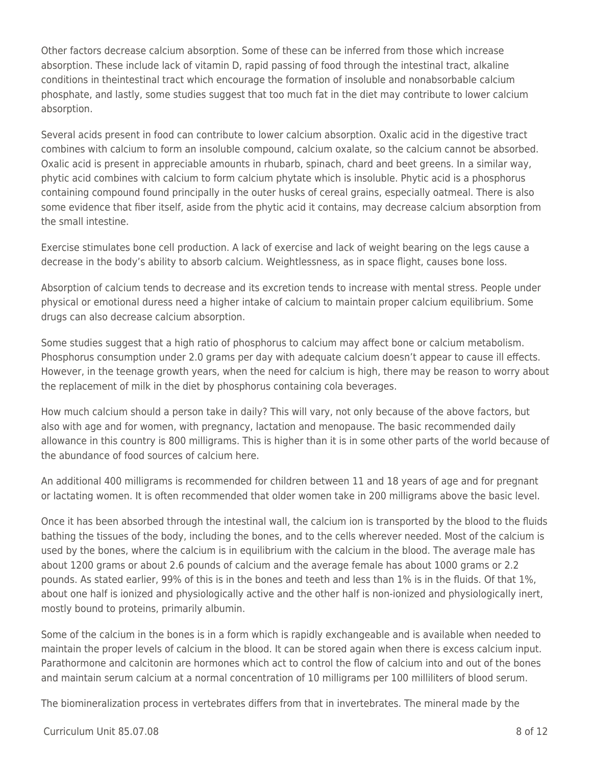Other factors decrease calcium absorption. Some of these can be inferred from those which increase absorption. These include lack of vitamin D, rapid passing of food through the intestinal tract, alkaline conditions in theintestinal tract which encourage the formation of insoluble and nonabsorbable calcium phosphate, and lastly, some studies suggest that too much fat in the diet may contribute to lower calcium absorption.

Several acids present in food can contribute to lower calcium absorption. Oxalic acid in the digestive tract combines with calcium to form an insoluble compound, calcium oxalate, so the calcium cannot be absorbed. Oxalic acid is present in appreciable amounts in rhubarb, spinach, chard and beet greens. In a similar way, phytic acid combines with calcium to form calcium phytate which is insoluble. Phytic acid is a phosphorus containing compound found principally in the outer husks of cereal grains, especially oatmeal. There is also some evidence that fiber itself, aside from the phytic acid it contains, may decrease calcium absorption from the small intestine.

Exercise stimulates bone cell production. A lack of exercise and lack of weight bearing on the legs cause a decrease in the body's ability to absorb calcium. Weightlessness, as in space flight, causes bone loss.

Absorption of calcium tends to decrease and its excretion tends to increase with mental stress. People under physical or emotional duress need a higher intake of calcium to maintain proper calcium equilibrium. Some drugs can also decrease calcium absorption.

Some studies suggest that a high ratio of phosphorus to calcium may affect bone or calcium metabolism. Phosphorus consumption under 2.0 grams per day with adequate calcium doesn't appear to cause ill effects. However, in the teenage growth years, when the need for calcium is high, there may be reason to worry about the replacement of milk in the diet by phosphorus containing cola beverages.

How much calcium should a person take in daily? This will vary, not only because of the above factors, but also with age and for women, with pregnancy, lactation and menopause. The basic recommended daily allowance in this country is 800 milligrams. This is higher than it is in some other parts of the world because of the abundance of food sources of calcium here.

An additional 400 milligrams is recommended for children between 11 and 18 years of age and for pregnant or lactating women. It is often recommended that older women take in 200 milligrams above the basic level.

Once it has been absorbed through the intestinal wall, the calcium ion is transported by the blood to the fluids bathing the tissues of the body, including the bones, and to the cells wherever needed. Most of the calcium is used by the bones, where the calcium is in equilibrium with the calcium in the blood. The average male has about 1200 grams or about 2.6 pounds of calcium and the average female has about 1000 grams or 2.2 pounds. As stated earlier, 99% of this is in the bones and teeth and less than 1% is in the fluids. Of that 1%, about one half is ionized and physiologically active and the other half is non-ionized and physiologically inert, mostly bound to proteins, primarily albumin.

Some of the calcium in the bones is in a form which is rapidly exchangeable and is available when needed to maintain the proper levels of calcium in the blood. It can be stored again when there is excess calcium input. Parathormone and calcitonin are hormones which act to control the flow of calcium into and out of the bones and maintain serum calcium at a normal concentration of 10 milligrams per 100 milliliters of blood serum.

The biomineralization process in vertebrates differs from that in invertebrates. The mineral made by the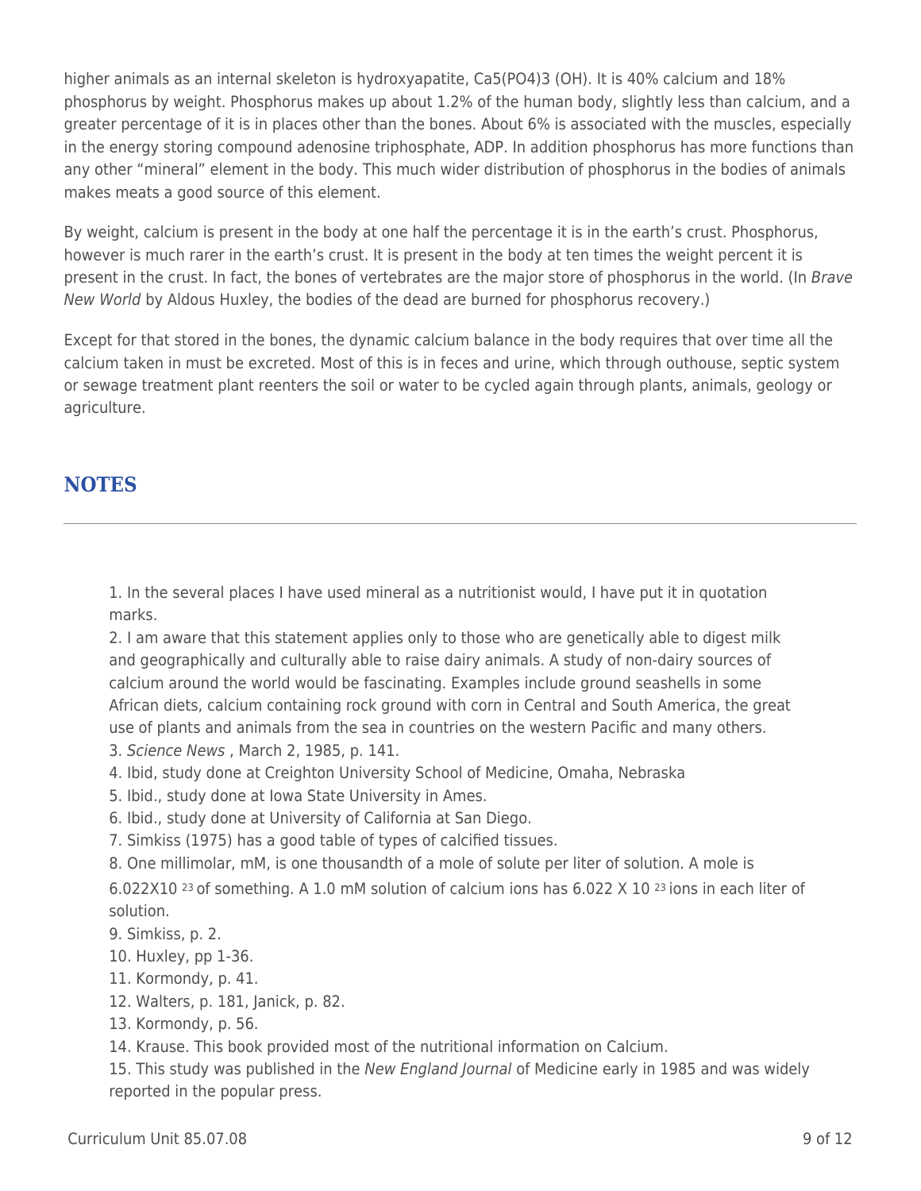higher animals as an internal skeleton is hydroxyapatite, $Ca_5(PO_4)_3(OH)$. It is 40% calcium and 18% phosphorus by weight. Phosphorus makes up about 1.2% of the human body, slightly less than calcium, and a greater percentage of it is in places other than the bones. About 6% is associated with the muscles, especially in the energy storing compound adenosine triphosphate, ADP. In addition phosphorus has more functions than any other "mineral" element in the body. This much wider distribution of phosphorus in the bodies of animals makes meats a good source of this element.

By weight, calcium is present in the body at one half the percentage it is in the earth's crust. Phosphorus, however is much rarer in the earth's crust. It is present in the body at ten times the weight percent it is present in the crust. In fact, the bones of vertebrates are the major store of phosphorus in the world. (In *Brave New World* by Aldous Huxley, the bodies of the dead are burned for phosphorus recovery.)

Except for that stored in the bones, the dynamic calcium balance in the body requires that over time all the calcium taken in must be excreted. Most of this is in feces and urine, which through outhouse, septic system or sewage treatment plant reenters the soil or water to be cycled again through plants, animals, geology or agriculture.

## NOTES

1. In the several places I have used mineral as a nutritionist would, I have put it in quotation marks.
2. I am aware that this statement applies only to those who are genetically able to digest milk and geographically and culturally able to raise dairy animals. A study of non-dairy sources of calcium around the world would be fascinating. Examples include ground seashells in some African diets, calcium containing rock ground with corn in Central and South America, the great use of plants and animals from the sea in countries on the western Pacific and many others.
3. *Science News* , March 2, 1985, p. 141.
4. Ibid, study done at Creighton University School of Medicine, Omaha, Nebraska
5. Ibid., study done at Iowa State University in Ames.
6. Ibid., study done at University of California at San Diego.
7. Simkiss (1975) has a good table of types of calcified tissues.
8. One millimolar, mM, is one thousandth of a mole of solute per liter of solution. A mole is $6.022 \times 10^{23}$ of something. A 1.0 mM solution of calcium ions has $6.022 \times 10^{23}$ ions in each liter of solution.
9. Simkiss, p. 2.
10. Huxley, pp 1-36.
11. Kormondy, p. 41.
12. Walters, p. 181, Janick, p. 82.
13. Kormondy, p. 56.
14. Krause. This book provided most of the nutritional information on Calcium.
15. This study was published in the *New England Journal* of Medicine early in 1985 and was widely reported in the popular press.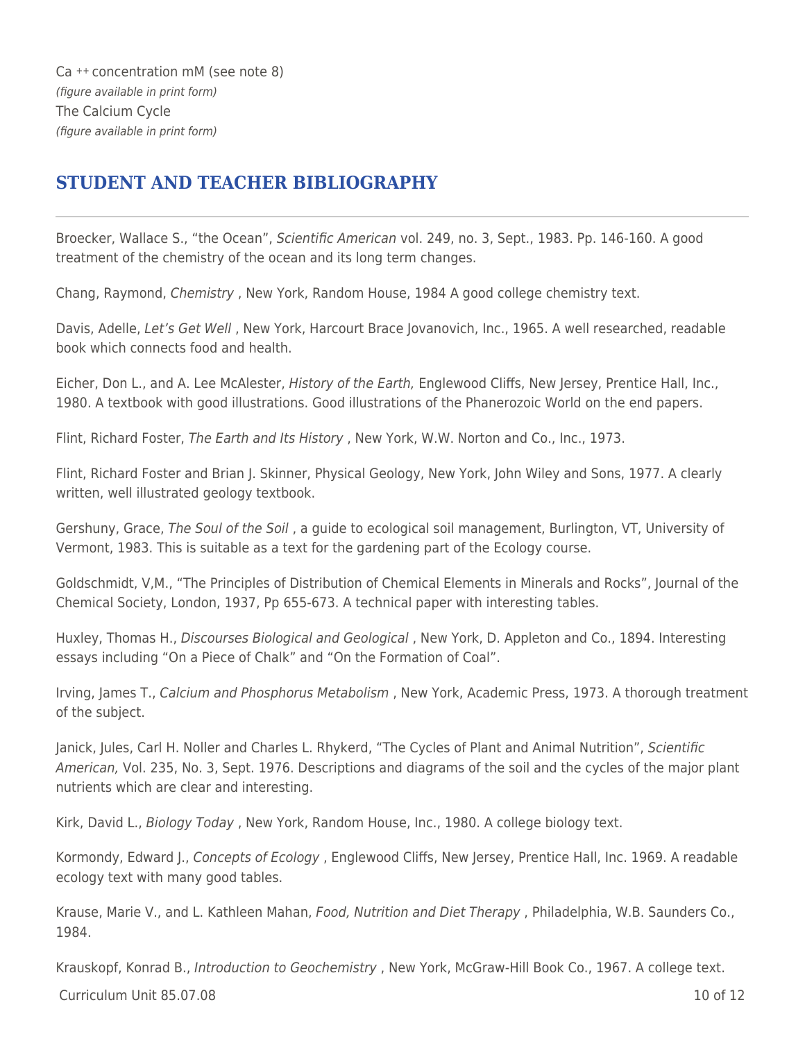$Ca^{++}$ concentration mM (see note 8)

*(figure available in print form)*

The Calcium Cycle

*(figure available in print form)*

## STUDENT AND TEACHER BIBLIOGRAPHY

Broecker, Wallace S., “the Ocean”, *Scientific American* vol. 249, no. 3, Sept., 1983. Pp. 146-160. A good treatment of the chemistry of the ocean and its long term changes.

Chang, Raymond, *Chemistry* , New York, Random House, 1984 A good college chemistry text.

Davis, Adelle, *Let’s Get Well* , New York, Harcourt Brace Jovanovich, Inc., 1965. A well researched, readable book which connects food and health.

Eicher, Don L., and A. Lee McAlester, *History of the Earth,* Englewood Cliffs, New Jersey, Prentice Hall, Inc., 1980. A textbook with good illustrations. Good illustrations of the Phanerozoic World on the end papers.

Flint, Richard Foster, *The Earth and Its History* , New York, W.W. Norton and Co., Inc., 1973.

Flint, Richard Foster and Brian J. Skinner, Physical Geology, New York, John Wiley and Sons, 1977. A clearly written, well illustrated geology textbook.

Gershuny, Grace, *The Soul of the Soil* , a guide to ecological soil management, Burlington, VT, University of Vermont, 1983. This is suitable as a text for the gardening part of the Ecology course.

Goldschmidt, V,M., “The Principles of Distribution of Chemical Elements in Minerals and Rocks”, Journal of the Chemical Society, London, 1937, Pp 655-673. A technical paper with interesting tables.

Huxley, Thomas H., *Discourses Biological and Geological* , New York, D. Appleton and Co., 1894. Interesting essays including “On a Piece of Chalk” and “On the Formation of Coal”.

Irving, James T., *Calcium and Phosphorus Metabolism* , New York, Academic Press, 1973. A thorough treatment of the subject.

Janick, Jules, Carl H. Noller and Charles L. Rhykerd, “The Cycles of Plant and Animal Nutrition”, *Scientific American,* Vol. 235, No. 3, Sept. 1976. Descriptions and diagrams of the soil and the cycles of the major plant nutrients which are clear and interesting.

Kirk, David L., *Biology Today* , New York, Random House, Inc., 1980. A college biology text.

Kormondy, Edward J., *Concepts of Ecology* , Englewood Cliffs, New Jersey, Prentice Hall, Inc. 1969. A readable ecology text with many good tables.

Krause, Marie V., and L. Kathleen Mahan, *Food, Nutrition and Diet Therapy* , Philadelphia, W.B. Saunders Co., 1984.

Krauskopf, Konrad B., *Introduction to Geochemistry* , New York, McGraw-Hill Book Co., 1967. A college text.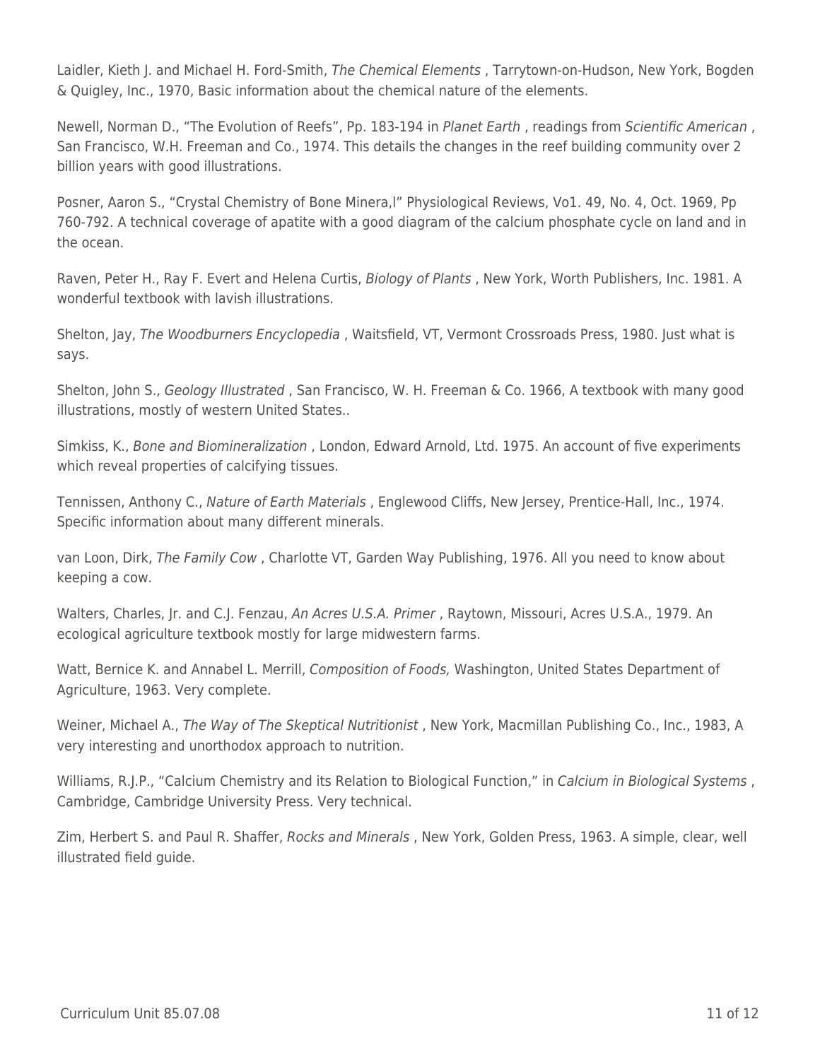Laidler, Kieth J. and Michael H. Ford-Smith, *The Chemical Elements* , Tarrytown-on-Hudson, New York, Bogden & Quigley, Inc., 1970, Basic information about the chemical nature of the elements.

Newell, Norman D., "The Evolution of Reefs", Pp. 183-194 in *Planet Earth* , readings from *Scientific American* , San Francisco, W.H. Freeman and Co., 1974. This details the changes in the reef building community over 2 billion years with good illustrations.

Posner, Aaron S., "Crystal Chemistry of Bone Minera,l" Physiological Reviews, Vo1. 49, No. 4, Oct. 1969, Pp 760-792. A technical coverage of apatite with a good diagram of the calcium phosphate cycle on land and in the ocean.

Raven, Peter H., Ray F. Evert and Helena Curtis, *Biology of Plants* , New York, Worth Publishers, Inc. 1981. A wonderful textbook with lavish illustrations.

Shelton, Jay, *The Woodburners Encyclopedia* , Waitsfield, VT, Vermont Crossroads Press, 1980. Just what is says.

Shelton, John S., *Geology Illustrated* , San Francisco, W. H. Freeman & Co. 1966, A textbook with many good illustrations, mostly of western United States..

Simkiss, K., *Bone and Biomineralization* , London, Edward Arnold, Ltd. 1975. An account of five experiments which reveal properties of calcifying tissues.

Tennissen, Anthony C., *Nature of Earth Materials* , Englewood Cliffs, New Jersey, Prentice-Hall, Inc., 1974. Specific information about many different minerals.

van Loon, Dirk, *The Family Cow* , Charlotte VT, Garden Way Publishing, 1976. All you need to know about keeping a cow.

Walters, Charles, Jr. and C.J. Fenzau, *An Acres U.S.A. Primer* , Raytown, Missouri, Acres U.S.A., 1979. An ecological agriculture textbook mostly for large midwestern farms.

Watt, Bernice K. and Annabel L. Merrill, *Composition of Foods,* Washington, United States Department of Agriculture, 1963. Very complete.

Weiner, Michael A., *The Way of The Skeptical Nutritionist* , New York, Macmillan Publishing Co., Inc., 1983, A very interesting and unorthodox approach to nutrition.

Williams, R.J.P., "Calcium Chemistry and its Relation to Biological Function," in *Calcium in Biological Systems* , Cambridge, Cambridge University Press. Very technical.

Zim, Herbert S. and Paul R. Shaffer, *Rocks and Minerals* , New York, Golden Press, 1963. A simple, clear, well illustrated field guide.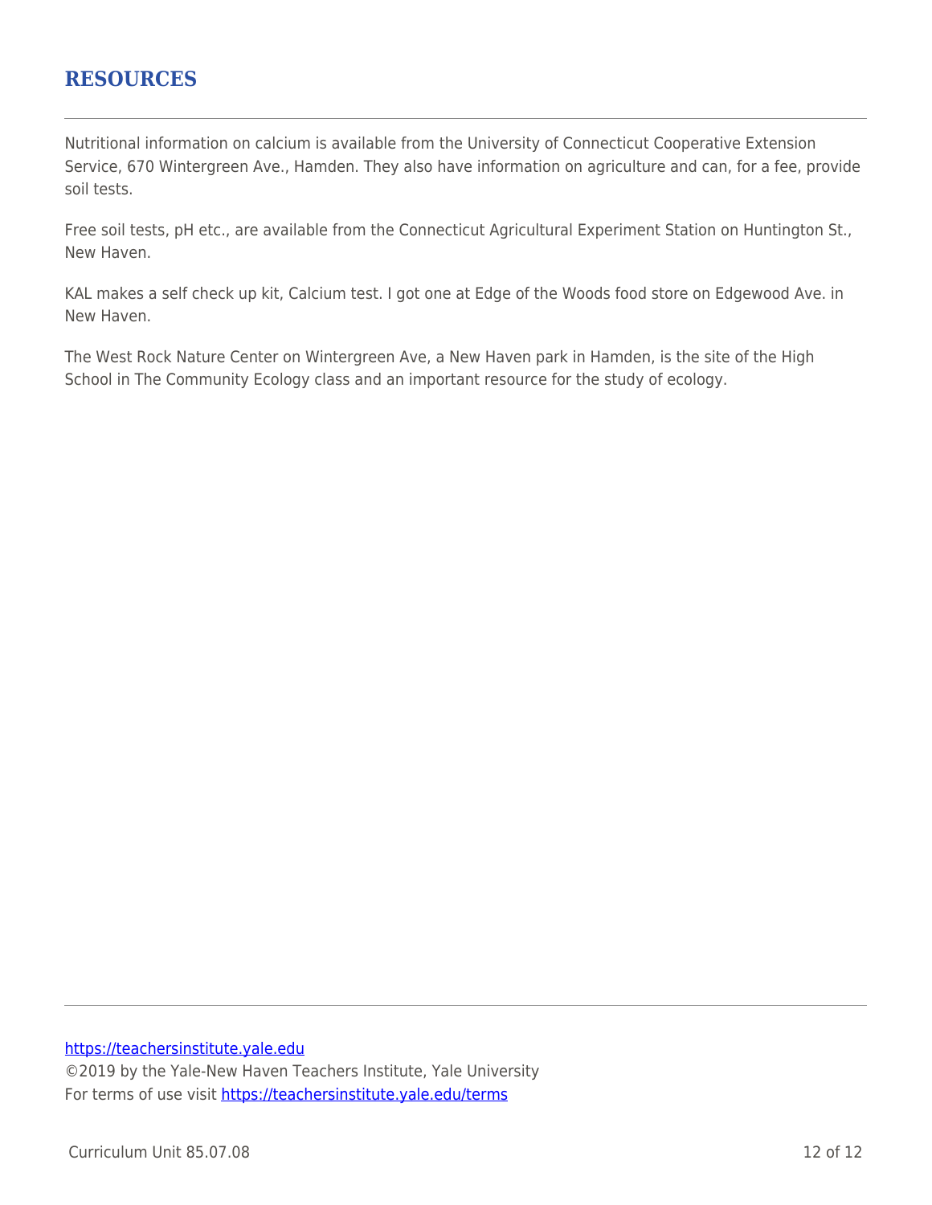## RESOURCES

Nutritional information on calcium is available from the University of Connecticut Cooperative Extension Service, 670 Wintergreen Ave., Hamden. They also have information on agriculture and can, for a fee, provide soil tests.

Free soil tests, pH etc., are available from the Connecticut Agricultural Experiment Station on Huntington St., New Haven.

KAL makes a self check up kit, Calcium test. I got one at Edge of the Woods food store on Edgewood Ave. in New Haven.

The West Rock Nature Center on Wintergreen Ave, a New Haven park in Hamden, is the site of the High School in The Community Ecology class and an important resource for the study of ecology.

https://teachersinstitute.yale.edu
©2019 by the Yale-New Haven Teachers Institute, Yale University
For terms of use visit https://teachersinstitute.yale.edu/terms